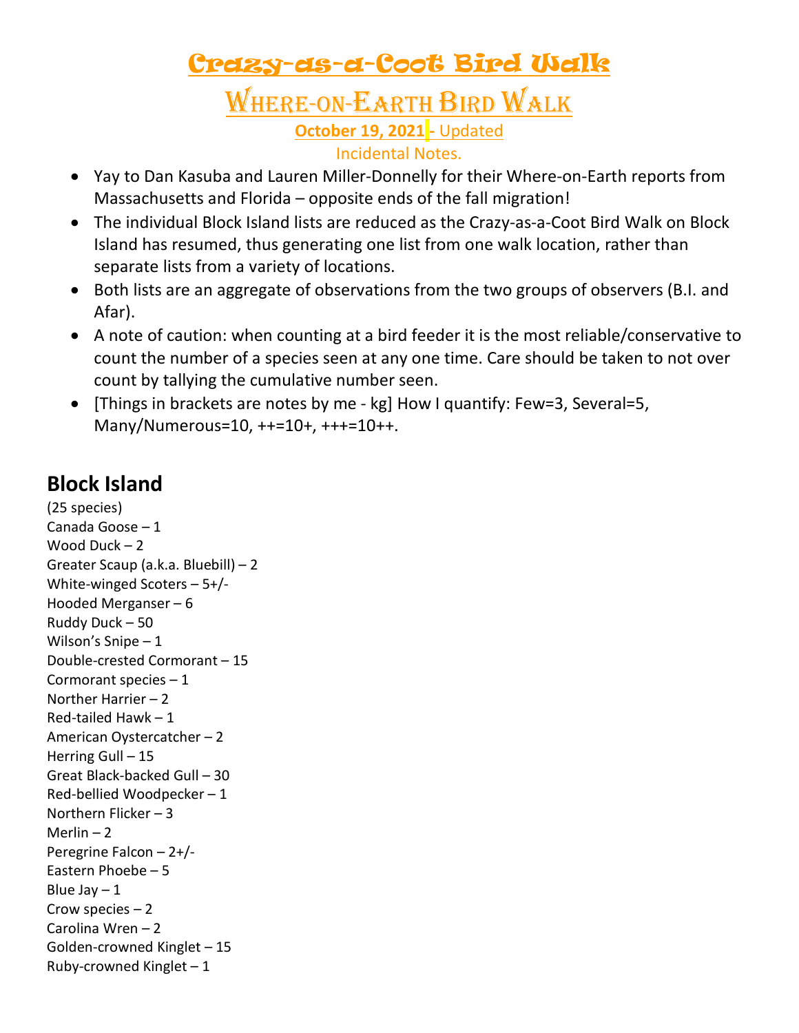# Crazy-as-a-Coot Bird Walk

## Where-on-Earth Bird Walk

**October 19, 2021 -** Updated

Incidental Notes.

- Yay to Dan Kasuba and Lauren Miller-Donnelly for their Where-on-Earth reports from Massachusetts and Florida – opposite ends of the fall migration!
- The individual Block Island lists are reduced as the Crazy-as-a-Coot Bird Walk on Block Island has resumed, thus generating one list from one walk location, rather than separate lists from a variety of locations.
- Both lists are an aggregate of observations from the two groups of observers (B.I. and Afar).
- A note of caution: when counting at a bird feeder it is the most reliable/conservative to count the number of a species seen at any one time. Care should be taken to not over count by tallying the cumulative number seen.
- [Things in brackets are notes by me - kg] How I quantify: Few=3, Several=5, Many/Numerous=10, ++=10+, +++=10++.

## Block Island

(25 species)
Canada Goose – 1
Wood Duck – 2
Greater Scaup (a.k.a. Bluebill) – 2
White-winged Scoters – 5+/-
Hooded Merganser – 6
Ruddy Duck – 50
Wilson's Snipe – 1
Double-crested Cormorant – 15
Cormorant species – 1
Norther Harrier – 2
Red-tailed Hawk – 1
American Oystercatcher – 2
Herring Gull – 15
Great Black-backed Gull – 30
Red-bellied Woodpecker – 1
Northern Flicker – 3
Merlin – 2
Peregrine Falcon – 2+/-
Eastern Phoebe – 5
Blue Jay – 1
Crow species – 2
Carolina Wren – 2
Golden-crowned Kinglet – 15
Ruby-crowned Kinglet – 1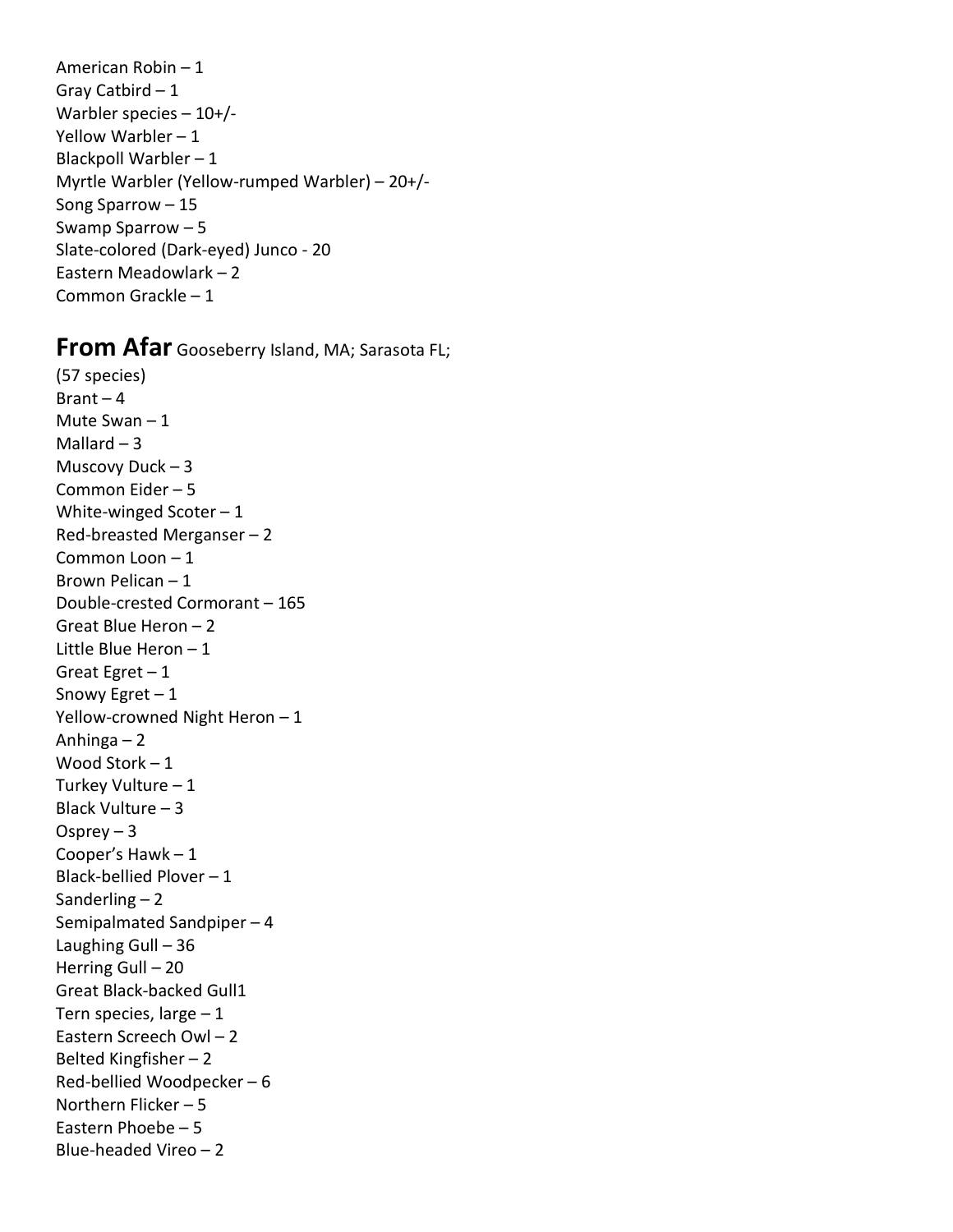American Robin – 1
Gray Catbird – 1
Warbler species – 10+/-
Yellow Warbler – 1
Blackpoll Warbler – 1
Myrtle Warbler (Yellow-rumped Warbler) – 20+/-
Song Sparrow – 15
Swamp Sparrow – 5
Slate-colored (Dark-eyed) Junco - 20
Eastern Meadowlark – 2
Common Grackle – 1

## **From Afar** Gooseberry Island, MA; Sarasota FL;

(57 species)
Brant – 4
Mute Swan – 1
Mallard – 3
Muscovy Duck – 3
Common Eider – 5
White-winged Scoter – 1
Red-breasted Merganser – 2
Common Loon – 1
Brown Pelican – 1
Double-crested Cormorant – 165
Great Blue Heron – 2
Little Blue Heron – 1
Great Egret – 1
Snowy Egret – 1
Yellow-crowned Night Heron – 1
Anhinga – 2
Wood Stork – 1
Turkey Vulture – 1
Black Vulture – 3
Osprey – 3
Cooper's Hawk – 1
Black-bellied Plover – 1
Sanderling – 2
Semipalmated Sandpiper – 4
Laughing Gull – 36
Herring Gull – 20
Great Black-backed Gull1
Tern species, large – 1
Eastern Screech Owl – 2
Belted Kingfisher – 2
Red-bellied Woodpecker – 6
Northern Flicker – 5
Eastern Phoebe – 5
Blue-headed Vireo – 2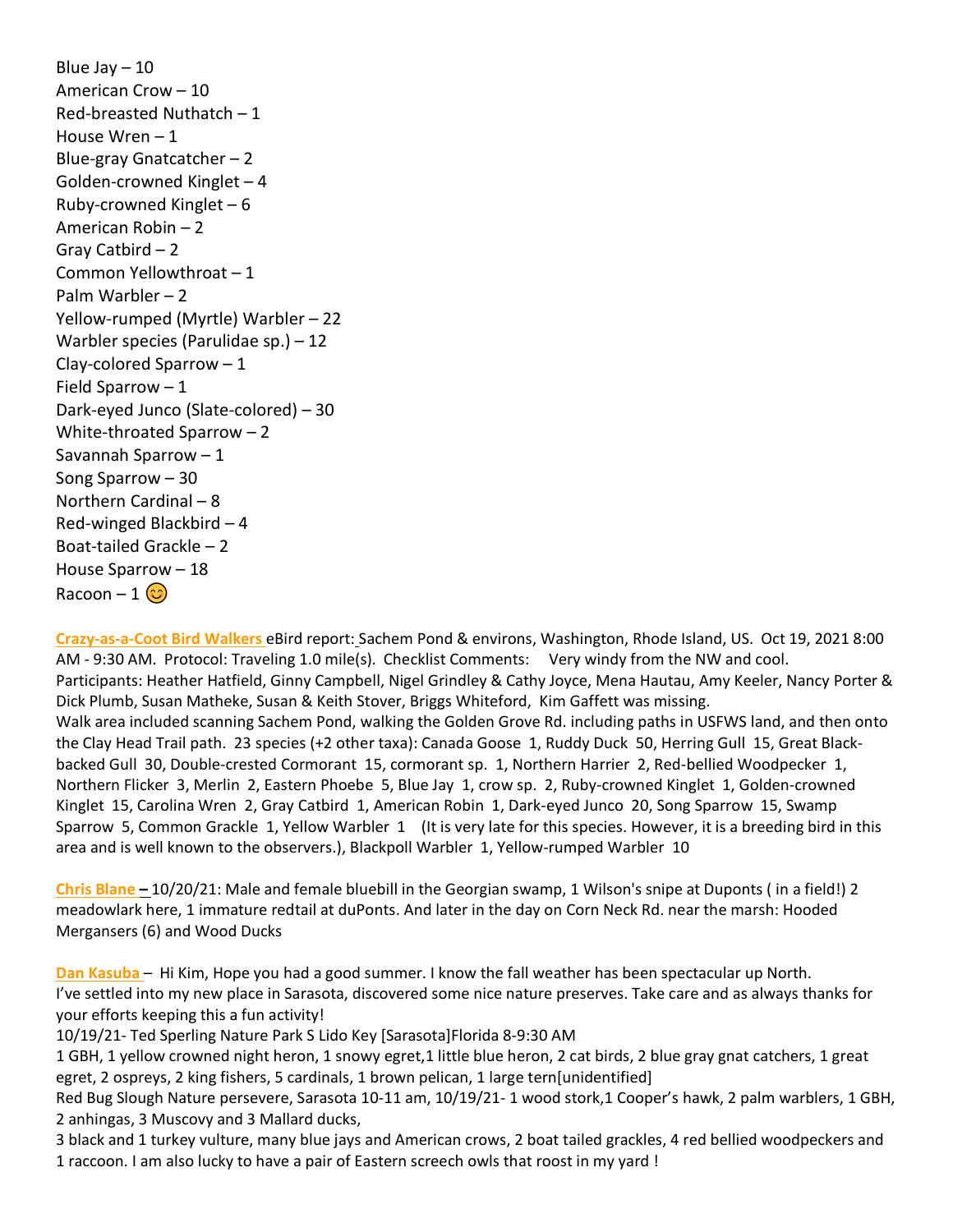Blue Jay – 10
American Crow – 10
Red-breasted Nuthatch – 1
House Wren – 1
Blue-gray Gnatcatcher – 2
Golden-crowned Kinglet – 4
Ruby-crowned Kinglet – 6
American Robin – 2
Gray Catbird – 2
Common Yellowthroat – 1
Palm Warbler – 2
Yellow-rumped (Myrtle) Warbler – 22
Warbler species (Parulidae sp.) – 12
Clay-colored Sparrow – 1
Field Sparrow – 1
Dark-eyed Junco (Slate-colored) – 30
White-throated Sparrow – 2
Savannah Sparrow – 1
Song Sparrow – 30
Northern Cardinal – 8
Red-winged Blackbird – 4
Boat-tailed Grackle – 2
House Sparrow – 18
Racoon – 1 😊

**Crazy-as-a-Coot Bird Walkers** eBird report: Sachem Pond & environs, Washington, Rhode Island, US. Oct 19, 2021 8:00 AM - 9:30 AM. Protocol: Traveling 1.0 mile(s). Checklist Comments: Very windy from the NW and cool. Participants: Heather Hatfield, Ginny Campbell, Nigel Grindley & Cathy Joyce, Mena Hautau, Amy Keeler, Nancy Porter & Dick Plumb, Susan Matheke, Susan & Keith Stover, Briggs Whiteford, Kim Gaffett was missing.
Walk area included scanning Sachem Pond, walking the Golden Grove Rd. including paths in USFWS land, and then onto the Clay Head Trail path. 23 species (+2 other taxa): Canada Goose 1, Ruddy Duck 50, Herring Gull 15, Great Black-backed Gull 30, Double-crested Cormorant 15, cormorant sp. 1, Northern Harrier 2, Red-bellied Woodpecker 1, Northern Flicker 3, Merlin 2, Eastern Phoebe 5, Blue Jay 1, crow sp. 2, Ruby-crowned Kinglet 1, Golden-crowned Kinglet 15, Carolina Wren 2, Gray Catbird 1, American Robin 1, Dark-eyed Junco 20, Song Sparrow 15, Swamp Sparrow 5, Common Grackle 1, Yellow Warbler 1 (It is very late for this species. However, it is a breeding bird in this area and is well known to the observers.), Blackpoll Warbler 1, Yellow-rumped Warbler 10

**Chris Blane** – 10/20/21: Male and female bluebill in the Georgian swamp, 1 Wilson's snipe at Duponts ( in a field!) 2 meadowlark here, 1 immature redtail at duPonts. And later in the day on Corn Neck Rd. near the marsh: Hooded Mergansers (6) and Wood Ducks

**Dan Kasuba** – Hi Kim, Hope you had a good summer. I know the fall weather has been spectacular up North. I've settled into my new place in Sarasota, discovered some nice nature preserves. Take care and as always thanks for your efforts keeping this a fun activity!
10/19/21- Ted Sperling Nature Park S Lido Key [Sarasota]Florida 8-9:30 AM
1 GBH, 1 yellow crowned night heron, 1 snowy egret,1 little blue heron, 2 cat birds, 2 blue gray gnat catchers, 1 great egret, 2 ospreys, 2 king fishers, 5 cardinals, 1 brown pelican, 1 large tern[unidentified]
Red Bug Slough Nature persevere, Sarasota 10-11 am, 10/19/21- 1 wood stork,1 Cooper's hawk, 2 palm warblers, 1 GBH, 2 anhingas, 3 Muscovy and 3 Mallard ducks,
3 black and 1 turkey vulture, many blue jays and American crows, 2 boat tailed grackles, 4 red bellied woodpeckers and 1 raccoon. I am also lucky to have a pair of Eastern screech owls that roost in my yard !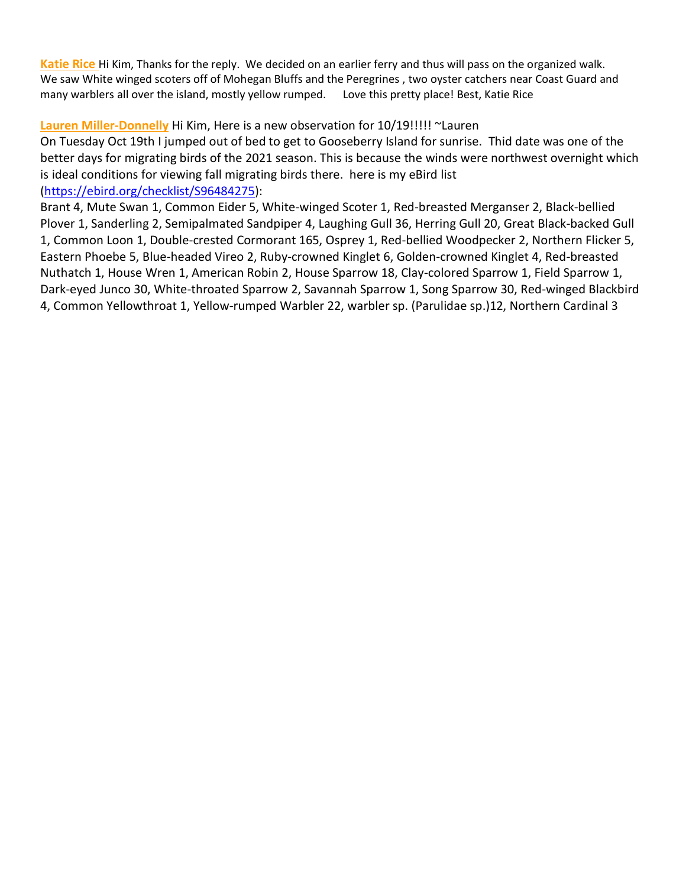**Katie Rice** Hi Kim, Thanks for the reply. We decided on an earlier ferry and thus will pass on the organized walk. We saw White winged scoters off of Mohegan Bluffs and the Peregrines , two oyster catchers near Coast Guard and many warblers all over the island, mostly yellow rumped. Love this pretty place! Best, Katie Rice

**Lauren Miller-Donnelly** Hi Kim, Here is a new observation for 10/19!!!!! ~Lauren

On Tuesday Oct 19th I jumped out of bed to get to Gooseberry Island for sunrise. Thid date was one of the better days for migrating birds of the 2021 season. This is because the winds were northwest overnight which is ideal conditions for viewing fall migrating birds there. here is my eBird list (https://ebird.org/checklist/S96484275):

Brant 4, Mute Swan 1, Common Eider 5, White-winged Scoter 1, Red-breasted Merganser 2, Black-bellied Plover 1, Sanderling 2, Semipalmated Sandpiper 4, Laughing Gull 36, Herring Gull 20, Great Black-backed Gull 1, Common Loon 1, Double-crested Cormorant 165, Osprey 1, Red-bellied Woodpecker 2, Northern Flicker 5, Eastern Phoebe 5, Blue-headed Vireo 2, Ruby-crowned Kinglet 6, Golden-crowned Kinglet 4, Red-breasted Nuthatch 1, House Wren 1, American Robin 2, House Sparrow 18, Clay-colored Sparrow 1, Field Sparrow 1, Dark-eyed Junco 30, White-throated Sparrow 2, Savannah Sparrow 1, Song Sparrow 30, Red-winged Blackbird 4, Common Yellowthroat 1, Yellow-rumped Warbler 22, warbler sp. (Parulidae sp.)12, Northern Cardinal 3